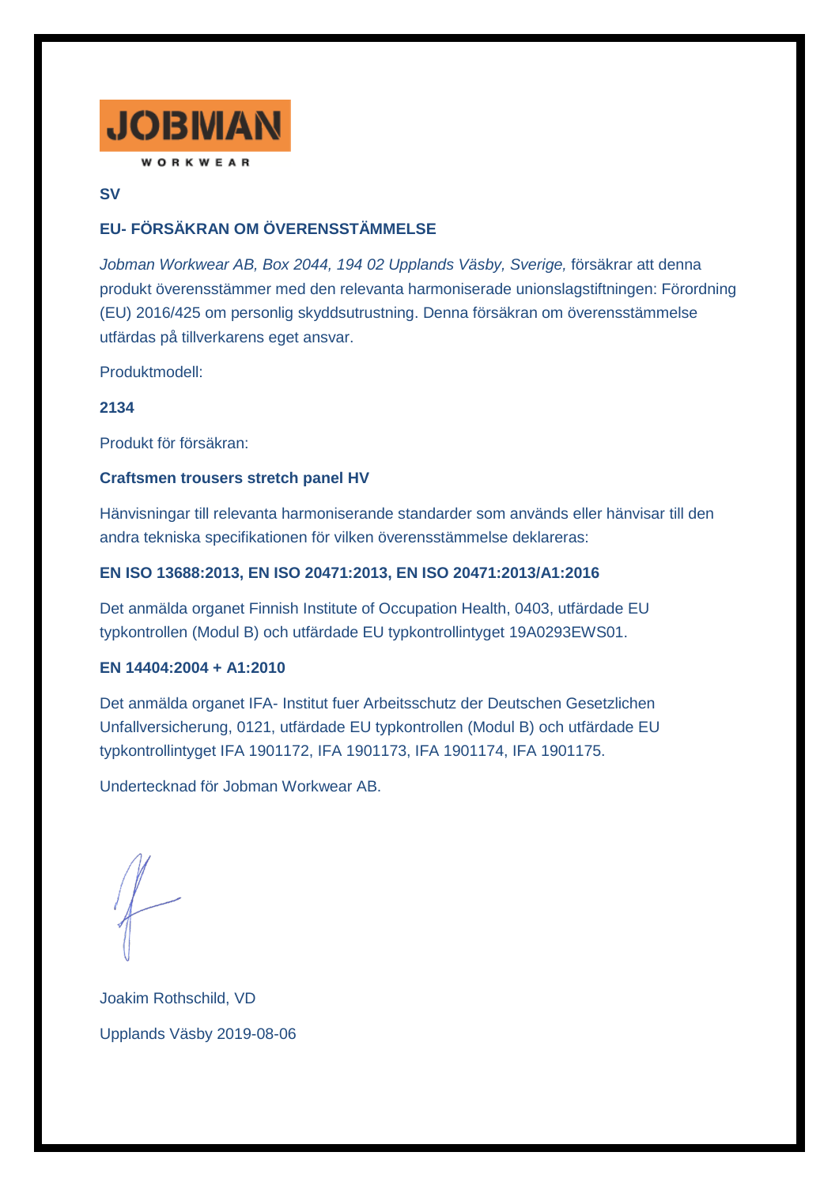JOBMAN

WORKWEAR

**SV**

**EU- FÖRSÄKRAN OM ÖVERENSSTÄMMELSE**

*Jobman Workwear AB, Box 2044, 194 02 Upplands Väsby, Sverige,* försäkrar att denna produkt överensstämmer med den relevanta harmoniserade unionslagstiftningen: Förordning (EU) 2016/425 om personlig skyddsutrustning. Denna försäkran om överensstämmelse utfärdas på tillverkarens eget ansvar.

Produktmodell:

**2134**

Produkt för försäkran:

**Craftsmen trousers stretch panel HV**

Hänvisningar till relevanta harmoniserande standarder som används eller hänvisar till den andra tekniska specifikationen för vilken överensstämmelse deklareras:

**EN ISO 13688:2013, EN ISO 20471:2013, EN ISO 20471:2013/A1:2016**

Det anmälda organet Finnish Institute of Occupation Health, 0403, utfärdade EU typkontrollen (Modul B) och utfärdade EU typkontrollintyget 19A0293EWS01.

**EN 14404:2004 + A1:2010**

Det anmälda organet IFA- Institut fuer Arbeitsschutz der Deutschen Gesetzlichen Unfallversicherung, 0121, utfärdade EU typkontrollen (Modul B) och utfärdade EU typkontrollintyget IFA 1901172, IFA 1901173, IFA 1901174, IFA 1901175.

Undertecknad för Jobman Workwear AB.

Joakim Rothschild, VD

Upplands Väsby 2019-08-06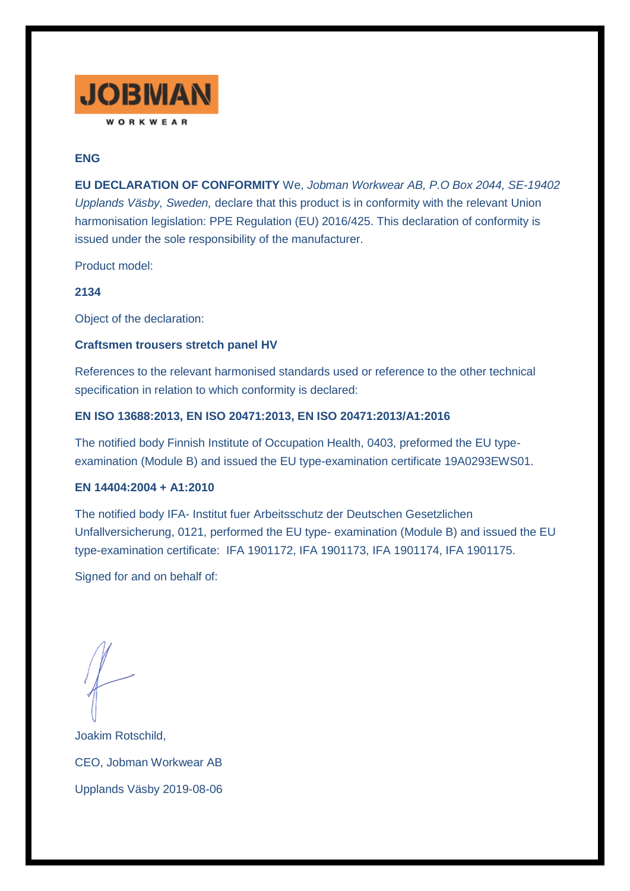JOBMAN

WORKWEAR

**ENG**

**EU DECLARATION OF CONFORMITY** We, *Jobman Workwear AB, P.O Box 2044, SE-19402 Upplands Väsby, Sweden,* declare that this product is in conformity with the relevant Union harmonisation legislation: PPE Regulation (EU) 2016/425. This declaration of conformity is issued under the sole responsibility of the manufacturer.

Product model:

**2134**

Object of the declaration:

**Craftsmen trousers stretch panel HV**

References to the relevant harmonised standards used or reference to the other technical specification in relation to which conformity is declared:

**EN ISO 13688:2013, EN ISO 20471:2013, EN ISO 20471:2013/A1:2016**

The notified body Finnish Institute of Occupation Health, 0403, preformed the EU type-examination (Module B) and issued the EU type-examination certificate 19A0293EWS01.

**EN 14404:2004 + A1:2010**

The notified body IFA- Institut fuer Arbeitsschutz der Deutschen Gesetzlichen Unfallversicherung, 0121, performed the EU type- examination (Module B) and issued the EU type-examination certificate: IFA 1901172, IFA 1901173, IFA 1901174, IFA 1901175.

Signed for and on behalf of:

Joakim Rotschild,

CEO, Jobman Workwear AB

Upplands Väsby 2019-08-06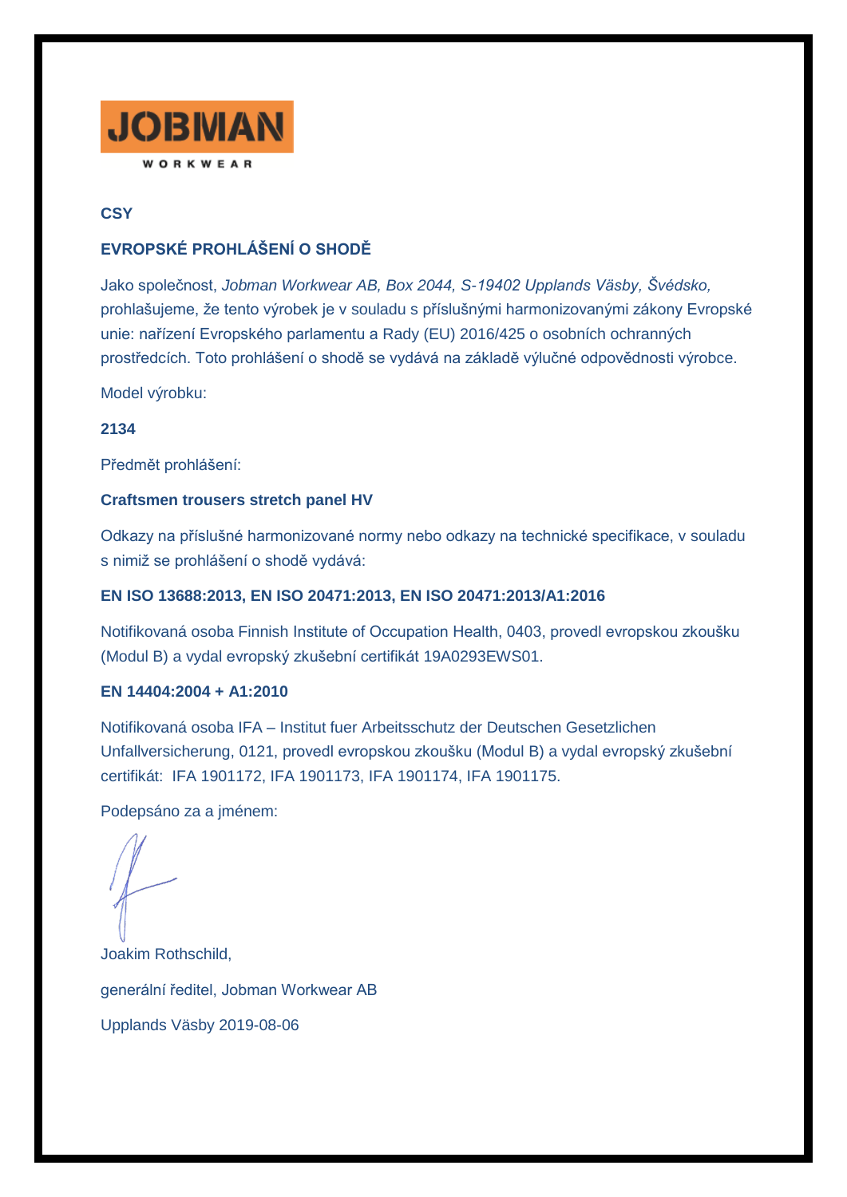JOBMAN

WORKWEAR

**CSY**

## EVROPSKÉ PROHLÁŠENÍ O SHODĚ

Jako společnost, *Jobman Workwear AB, Box 2044, S-19402 Upplands Väsby, Švédsko,* prohlašujeme, že tento výrobek je v souladu s příslušnými harmonizovanými zákony Evropské unie: nařízení Evropského parlamentu a Rady (EU) 2016/425 o osobních ochranných prostředcích. Toto prohlášení o shodě se vydává na základě výlučné odpovědnosti výrobce.

Model výrobku:

**2134**

Předmět prohlášení:

**Craftsmen trousers stretch panel HV**

Odkazy na příslušné harmonizované normy nebo odkazy na technické specifikace, v souladu s nimiž se prohlášení o shodě vydává:

**EN ISO 13688:2013, EN ISO 20471:2013, EN ISO 20471:2013/A1:2016**

Notifikovaná osoba Finnish Institute of Occupation Health, 0403, provedl evropskou zkoušku (Modul B) a vydal evropský zkušební certifikát 19A0293EWS01.

**EN 14404:2004 + A1:2010**

Notifikovaná osoba IFA – Institut fuer Arbeitsschutz der Deutschen Gesetzlichen Unfallversicherung, 0121, provedl evropskou zkoušku (Modul B) a vydal evropský zkušební certifikát: IFA 1901172, IFA 1901173, IFA 1901174, IFA 1901175.

Podepsáno za a jménem:

Joakim Rothschild,

generální ředitel, Jobman Workwear AB

Upplands Väsby 2019-08-06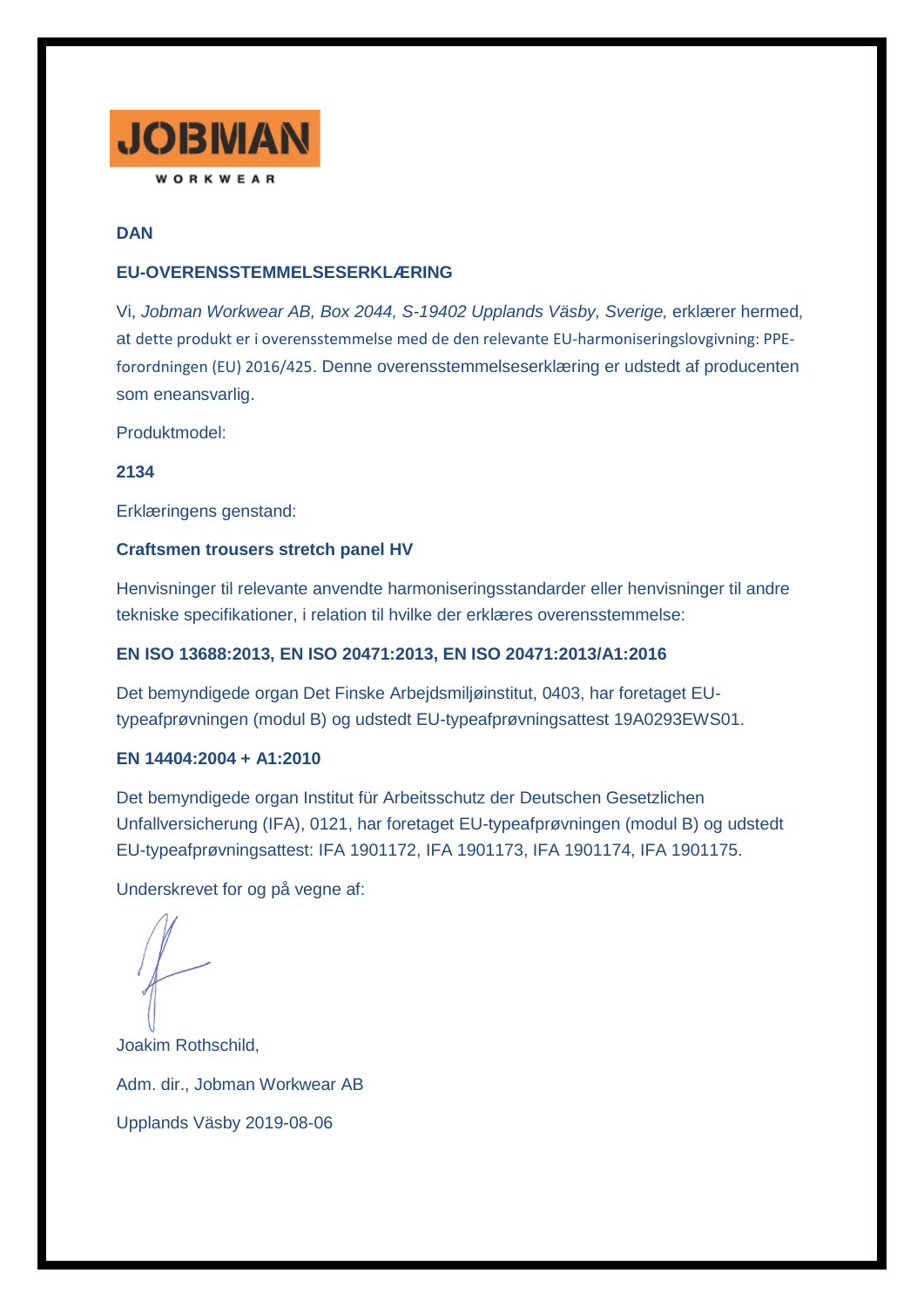JOBMAN

WORKWEAR

**DAN**

**EU-OVERENSSTEMMELSESERKLÆRING**

Vi, *Jobman Workwear AB, Box 2044, S-19402 Upplands Väsby, Sverige,* erklærer hermed, at dette produkt er i overensstemmelse med de den relevante EU-harmoniseringslovgivning: PPE-forordningen (EU) 2016/425. Denne overensstemmelseserklæring er udstedt af producenten som eneansvarlig.

Produktmodel:

**2134**

Erklæringens genstand:

**Craftsmen trousers stretch panel HV**

Henvisninger til relevante anvendte harmoniseringsstandarder eller henvisninger til andre tekniske specifikationer, i relation til hvilke der erklæres overensstemmelse:

**EN ISO 13688:2013, EN ISO 20471:2013, EN ISO 20471:2013/A1:2016**

Det bemyndigede organ Det Finske Arbejdsmiljøinstitut, 0403, har foretaget EU-typeafprøvningen (modul B) og udstedt EU-typeafprøvningsattest 19A0293EWS01.

**EN 14404:2004 + A1:2010**

Det bemyndigede organ Institut für Arbeitsschutz der Deutschen Gesetzlichen Unfallversicherung (IFA), 0121, har foretaget EU-typeafprøvningen (modul B) og udstedt EU-typeafprøvningsattest: IFA 1901172, IFA 1901173, IFA 1901174, IFA 1901175.

Underskrevet for og på vegne af:

Joakim Rothschild,

Adm. dir., Jobman Workwear AB

Upplands Väsby 2019-08-06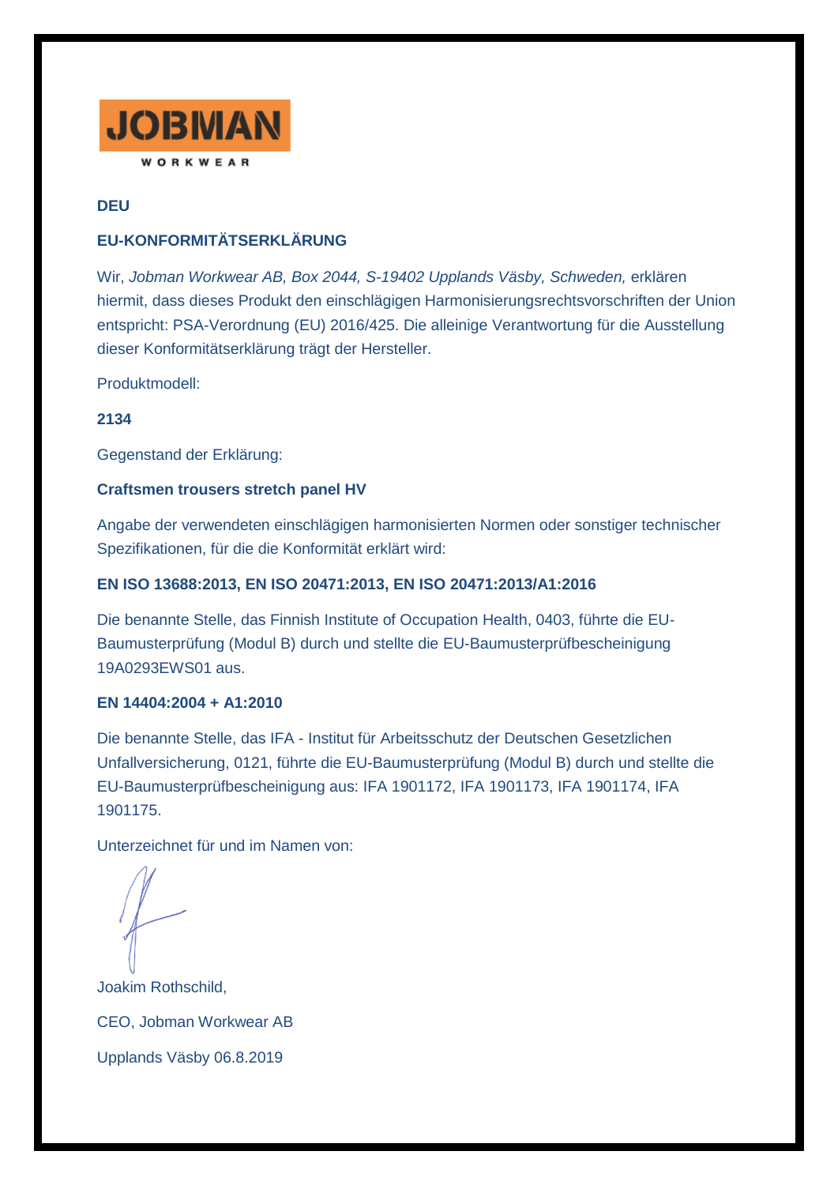JOBMAN

WORKWEAR

**DEU**

**EU-KONFORMITÄTSERKLÄRUNG**

Wir, *Jobman Workwear AB, Box 2044, S-19402 Upplands Väsby, Schweden,* erklären hiermit, dass dieses Produkt den einschlägigen Harmonisierungsrechtsvorschriften der Union entspricht: PSA-Verordnung (EU) 2016/425. Die alleinige Verantwortung für die Ausstellung dieser Konformitätserklärung trägt der Hersteller.

Produktmodell:

**2134**

Gegenstand der Erklärung:

**Craftsmen trousers stretch panel HV**

Angabe der verwendeten einschlägigen harmonisierten Normen oder sonstiger technischer Spezifikationen, für die die Konformität erklärt wird:

**EN ISO 13688:2013, EN ISO 20471:2013, EN ISO 20471:2013/A1:2016**

Die benannte Stelle, das Finnish Institute of Occupation Health, 0403, führte die EU-Baumusterprüfung (Modul B) durch und stellte die EU-Baumusterprüfbescheinigung 19A0293EWS01 aus.

**EN 14404:2004 + A1:2010**

Die benannte Stelle, das IFA - Institut für Arbeitsschutz der Deutschen Gesetzlichen Unfallversicherung, 0121, führte die EU-Baumusterprüfung (Modul B) durch und stellte die EU-Baumusterprüfbescheinigung aus: IFA 1901172, IFA 1901173, IFA 1901174, IFA 1901175.

Unterzeichnet für und im Namen von:

Joakim Rothschild,

CEO, Jobman Workwear AB

Upplands Väsby 06.8.2019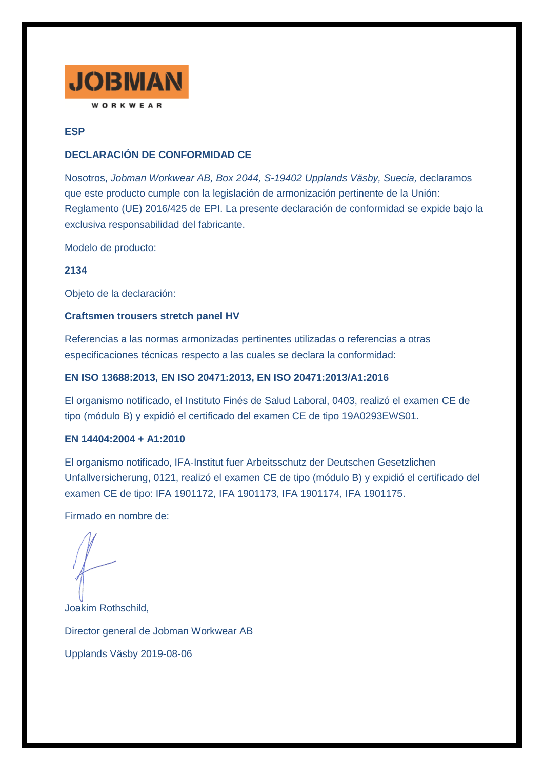JOBMAN

WORKWEAR

**ESP**

## DECLARACIÓN DE CONFORMIDAD CE

Nosotros, *Jobman Workwear AB, Box 2044, S-19402 Upplands Väsby, Suecia,* declaramos que este producto cumple con la legislación de armonización pertinente de la Unión: Reglamento (UE) 2016/425 de EPI. La presente declaración de conformidad se expide bajo la exclusiva responsabilidad del fabricante.

Modelo de producto:

**2134**

Objeto de la declaración:

**Craftsmen trousers stretch panel HV**

Referencias a las normas armonizadas pertinentes utilizadas o referencias a otras especificaciones técnicas respecto a las cuales se declara la conformidad:

**EN ISO 13688:2013, EN ISO 20471:2013, EN ISO 20471:2013/A1:2016**

El organismo notificado, el Instituto Finés de Salud Laboral, 0403, realizó el examen CE de tipo (módulo B) y expidió el certificado del examen CE de tipo 19A0293EWS01.

**EN 14404:2004 + A1:2010**

El organismo notificado, IFA-Institut fuer Arbeitsschutz der Deutschen Gesetzlichen Unfallversicherung, 0121, realizó el examen CE de tipo (módulo B) y expidió el certificado del examen CE de tipo: IFA 1901172, IFA 1901173, IFA 1901174, IFA 1901175.

Firmado en nombre de:

Joakim Rothschild,

Director general de Jobman Workwear AB

Upplands Väsby 2019-08-06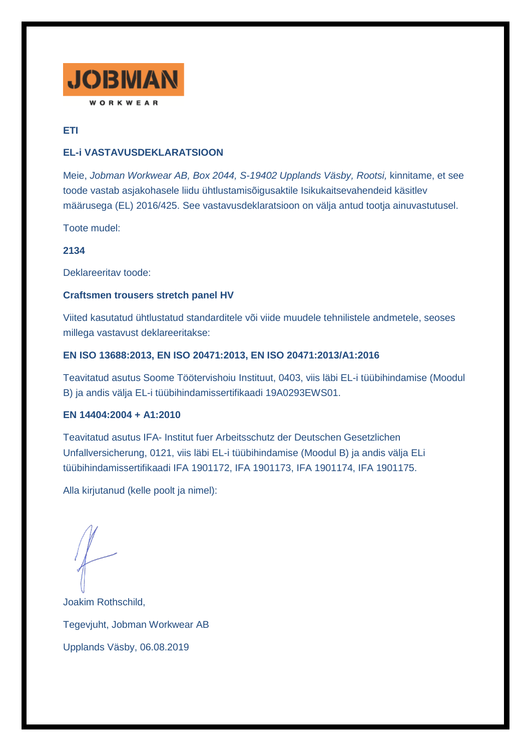JOBMAN

WORKWEAR

**ETI**

**EL-i VASTAVUSDEKLARATSIOON**

Meie, *Jobman Workwear AB, Box 2044, S-19402 Upplands Väsby, Rootsi,* kinnitame, et see toode vastab asjakohasele liidu ühtlustamisõigusaktile Isikukaitsevahendeid käsitlev määrusega (EL) 2016/425. See vastavusdeklaratsioon on välja antud tootja ainuvastutusel.

Toote mudel:

**2134**

Deklareeritav toode:

**Craftsmen trousers stretch panel HV**

Viited kasutatud ühtlustatud standarditele või viide muudele tehnilistele andmetele, seoses millega vastavust deklareeritakse:

**EN ISO 13688:2013, EN ISO 20471:2013, EN ISO 20471:2013/A1:2016**

Teavitatud asutus Soome Töötervishoiu Instituut, 0403, viis läbi EL-i tüübihindamise (Moodul B) ja andis välja EL-i tüübihindamissertifikaadi 19A0293EWS01.

**EN 14404:2004 + A1:2010**

Teavitatud asutus IFA- Institut fuer Arbeitsschutz der Deutschen Gesetzlichen Unfallversicherung, 0121, viis läbi EL-i tüübihindamise (Moodul B) ja andis välja ELi tüübihindamissertifikaadi IFA 1901172, IFA 1901173, IFA 1901174, IFA 1901175.

Alla kirjutanud (kelle poolt ja nimel):

Joakim Rothschild,

Tegevjuht, Jobman Workwear AB

Upplands Väsby, 06.08.2019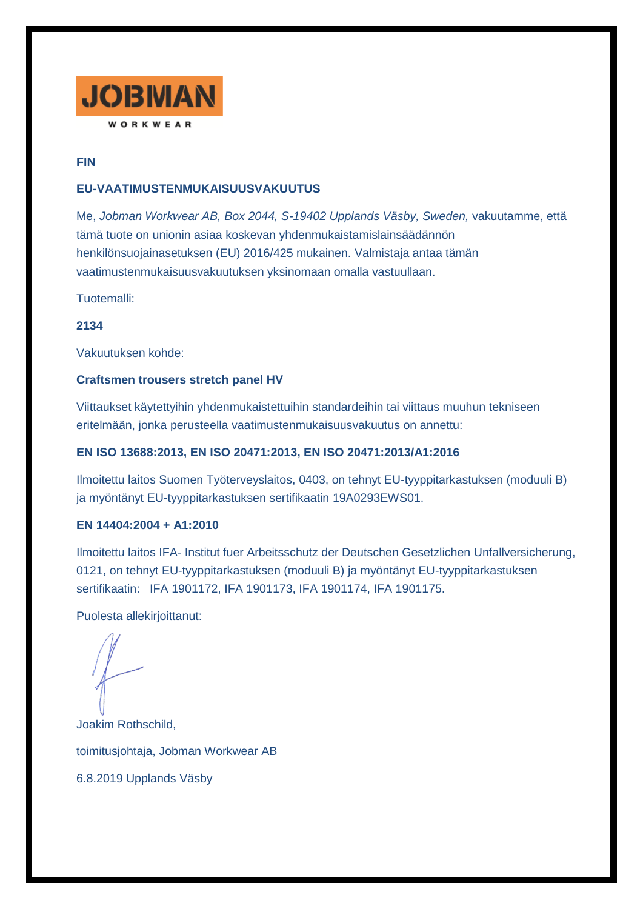JOBMAN

WORKWEAR

**FIN**

**EU-VAATIMUSTENMUKAISUUSVAKUUTUS**

Me, *Jobman Workwear AB, Box 2044, S-19402 Upplands Väsby, Sweden,* vakuutamme, että tämä tuote on unionin asiaa koskevan yhdenmukaistamislainsäädännön henkilönsuojainasetuksen (EU) 2016/425 mukainen. Valmistaja antaa tämän vaatimustenmukaisuusvakuutuksen yksinomaan omalla vastuullaan.

Tuotemalli:

**2134**

Vakuutuksen kohde:

**Craftsmen trousers stretch panel HV**

Viittaukset käytettyihin yhdenmukaistettuihin standardeihin tai viittaus muuhun tekniseen eritelmään, jonka perusteella vaatimustenmukaisuusvakuutus on annettu:

**EN ISO 13688:2013, EN ISO 20471:2013, EN ISO 20471:2013/A1:2016**

Ilmoitettu laitos Suomen Työterveyslaitos, 0403, on tehnyt EU-tyyppitarkastuksen (moduuli B) ja myöntänyt EU-tyyppitarkastuksen sertifikaatin 19A0293EWS01.

**EN 14404:2004 + A1:2010**

Ilmoitettu laitos IFA- Institut fuer Arbeitsschutz der Deutschen Gesetzlichen Unfallversicherung, 0121, on tehnyt EU-tyyppitarkastuksen (moduuli B) ja myöntänyt EU-tyyppitarkastuksen sertifikaatin: IFA 1901172, IFA 1901173, IFA 1901174, IFA 1901175.

Puolesta allekirjoittanut:

Joakim Rothschild,

toimitusjohtaja, Jobman Workwear AB

6.8.2019 Upplands Väsby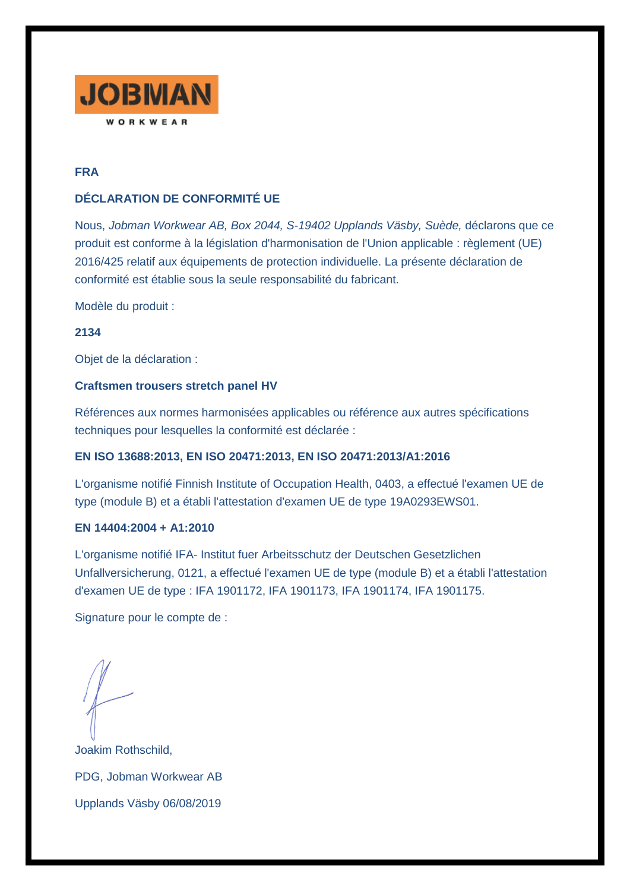JOBMAN
WORKWEAR

**FRA**

**DÉCLARATION DE CONFORMITÉ UE**

Nous, *Jobman Workwear AB, Box 2044, S-19402 Upplands Väsby, Suède,* déclarons que ce produit est conforme à la législation d'harmonisation de l'Union applicable : règlement (UE) 2016/425 relatif aux équipements de protection individuelle. La présente déclaration de conformité est établie sous la seule responsabilité du fabricant.

Modèle du produit :

**2134**

Objet de la déclaration :

**Craftsmen trousers stretch panel HV**

Références aux normes harmonisées applicables ou référence aux autres spécifications techniques pour lesquelles la conformité est déclarée :

**EN ISO 13688:2013, EN ISO 20471:2013, EN ISO 20471:2013/A1:2016**

L'organisme notifié Finnish Institute of Occupation Health, 0403, a effectué l'examen UE de type (module B) et a établi l'attestation d'examen UE de type 19A0293EWS01.

**EN 14404:2004 + A1:2010**

L'organisme notifié IFA- Institut fuer Arbeitsschutz der Deutschen Gesetzlichen Unfallversicherung, 0121, a effectué l'examen UE de type (module B) et a établi l'attestation d'examen UE de type : IFA 1901172, IFA 1901173, IFA 1901174, IFA 1901175.

Signature pour le compte de :

Joakim Rothschild,

PDG, Jobman Workwear AB

Upplands Väsby 06/08/2019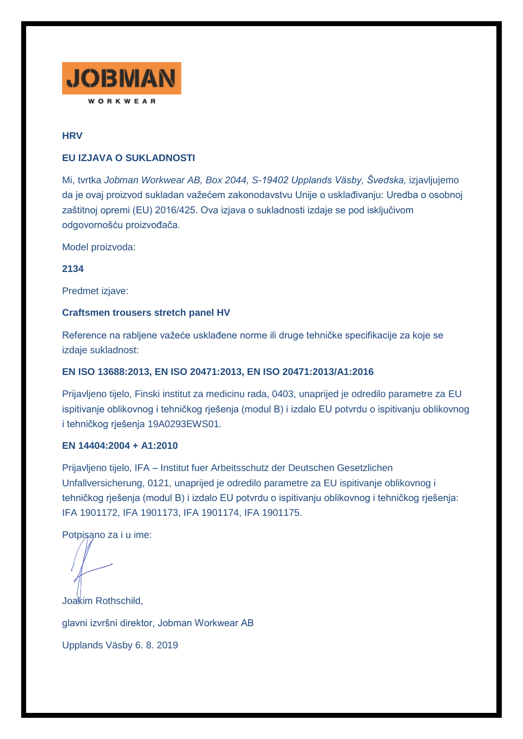JOBMAN

WORKWEAR

**HRV**

**EU IZJAVA O SUKLADNOSTI**

Mi, tvrtka *Jobman Workwear AB, Box 2044, S-19402 Upplands Väsby, Švedska,* izjavljujemo da je ovaj proizvod sukladan važećem zakonodavstvu Unije o usklađivanju: Uredba o osobnoj zaštitnoj opremi (EU) 2016/425. Ova izjava o sukladnosti izdaje se pod isključivom odgovornošću proizvođača.

Model proizvoda:

**2134**

Predmet izjave:

**Craftsmen trousers stretch panel HV**

Reference na rabljene važeće usklađene norme ili druge tehničke specifikacije za koje se izdaje sukladnost:

**EN ISO 13688:2013, EN ISO 20471:2013, EN ISO 20471:2013/A1:2016**

Prijavljeno tijelo, Finski institut za medicinu rada, 0403, unaprijed je odredilo parametre za EU ispitivanje oblikovnog i tehničkog rješenja (modul B) i izdalo EU potvrdu o ispitivanju oblikovnog i tehničkog rješenja 19A0293EWS01.

**EN 14404:2004 + A1:2010**

Prijavljeno tijelo, IFA – Institut fuer Arbeitsschutz der Deutschen Gesetzlichen Unfallversicherung, 0121, unaprijed je odredilo parametre za EU ispitivanje oblikovnog i tehničkog rješenja (modul B) i izdalo EU potvrdu o ispitivanju oblikovnog i tehničkog rješenja: IFA 1901172, IFA 1901173, IFA 1901174, IFA 1901175.

Potpisano za i u ime:

Joakim Rothschild,

glavni izvršni direktor, Jobman Workwear AB

Upplands Väsby 6. 8. 2019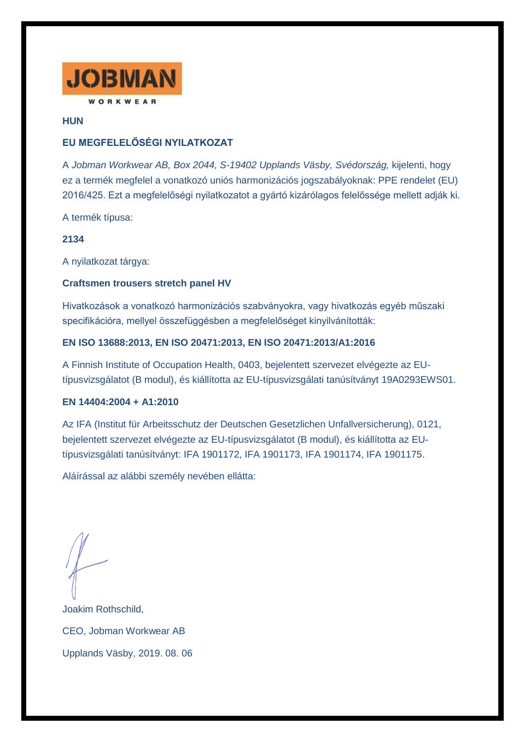JOBMAN

WORKWEAR

**HUN**

## EU MEGFELELŐSÉGI NYILATKOZAT

A *Jobman Workwear AB, Box 2044, S-19402 Upplands Väsby, Svédország,* kijelenti, hogy ez a termék megfelel a vonatkozó uniós harmonizációs jogszabályoknak: PPE rendelet (EU) 2016/425. Ezt a megfelelőségi nyilatkozatot a gyártó kizárólagos felelőssége mellett adják ki.

A termék típusa:

**2134**

A nyilatkozat tárgya:

**Craftsmen trousers stretch panel HV**

Hivatkozások a vonatkozó harmonizációs szabványokra, vagy hivatkozás egyéb műszaki specifikációra, mellyel összefüggésben a megfelelőséget kinyilvánították:

**EN ISO 13688:2013, EN ISO 20471:2013, EN ISO 20471:2013/A1:2016**

A Finnish Institute of Occupation Health, 0403, bejelentett szervezet elvégezte az EU-típusvizsgálatot (B modul), és kiállította az EU-típusvizsgálati tanúsítványt 19A0293EWS01.

**EN 14404:2004 + A1:2010**

Az IFA (Institut für Arbeitsschutz der Deutschen Gesetzlichen Unfallversicherung), 0121, bejelentett szervezet elvégezte az EU-típusvizsgálatot (B modul), és kiállította az EU-típusvizsgálati tanúsítványt: IFA 1901172, IFA 1901173, IFA 1901174, IFA 1901175.

Aláírással az alábbi személy nevében ellátta:

Joakim Rothschild,

CEO, Jobman Workwear AB

Upplands Väsby, 2019. 08. 06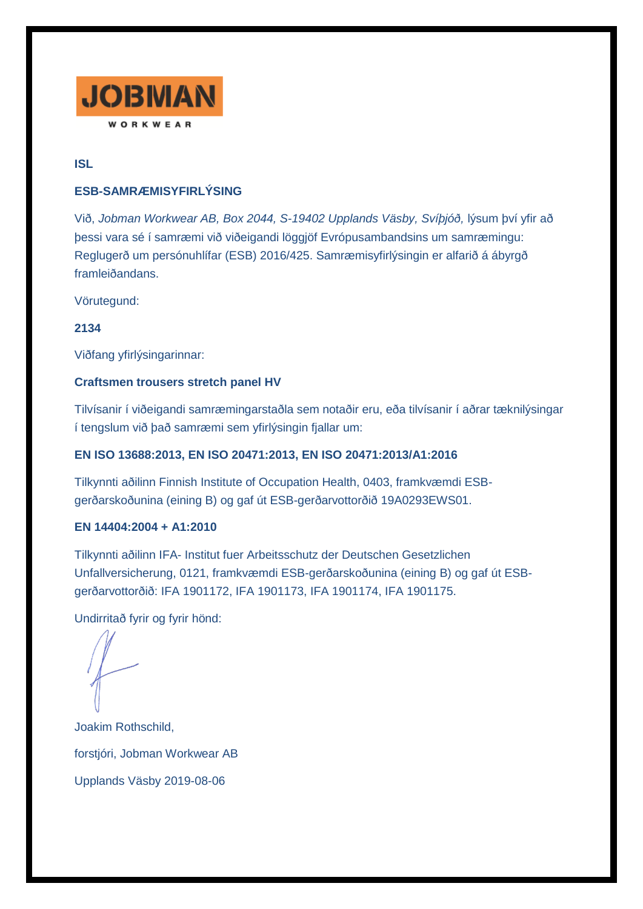JOBMAN

WORKWEAR

**ISL**

**ESB-SAMRÆMISYFIRLÝSING**

Við, *Jobman Workwear AB, Box 2044, S-19402 Upplands Väsby, Svíþjóð,* lýsum því yfir að þessi vara sé í samræmi við viðeigandi löggjöf Evrópusambandsins um samræmingu: Reglugerð um persónuhlífar (ESB) 2016/425. Samræmisyfirlýsingin er alfarið á ábyrgð framleiðandans.

Vörutegund:

**2134**

Viðfang yfirlýsingarinnar:

**Craftsmen trousers stretch panel HV**

Tilvísanir í viðeigandi samræmingarstaðla sem notaðir eru, eða tilvísanir í aðrar tæknilýsingar í tengslum við það samræmi sem yfirlýsingin fjallar um:

**EN ISO 13688:2013, EN ISO 20471:2013, EN ISO 20471:2013/A1:2016**

Tilkynnti aðilinn Finnish Institute of Occupation Health, 0403, framkvæmdi ESB-gerðarskoðunina (eining B) og gaf út ESB-gerðarvottorðið 19A0293EWS01.

**EN 14404:2004 + A1:2010**

Tilkynnti aðilinn IFA- Institut fuer Arbeitsschutz der Deutschen Gesetzlichen Unfallversicherung, 0121, framkvæmdi ESB-gerðarskoðunina (eining B) og gaf út ESB-gerðarvottorðið: IFA 1901172, IFA 1901173, IFA 1901174, IFA 1901175.

Undirritað fyrir og fyrir hönd:

Joakim Rothschild,

forstjóri, Jobman Workwear AB

Upplands Väsby 2019-08-06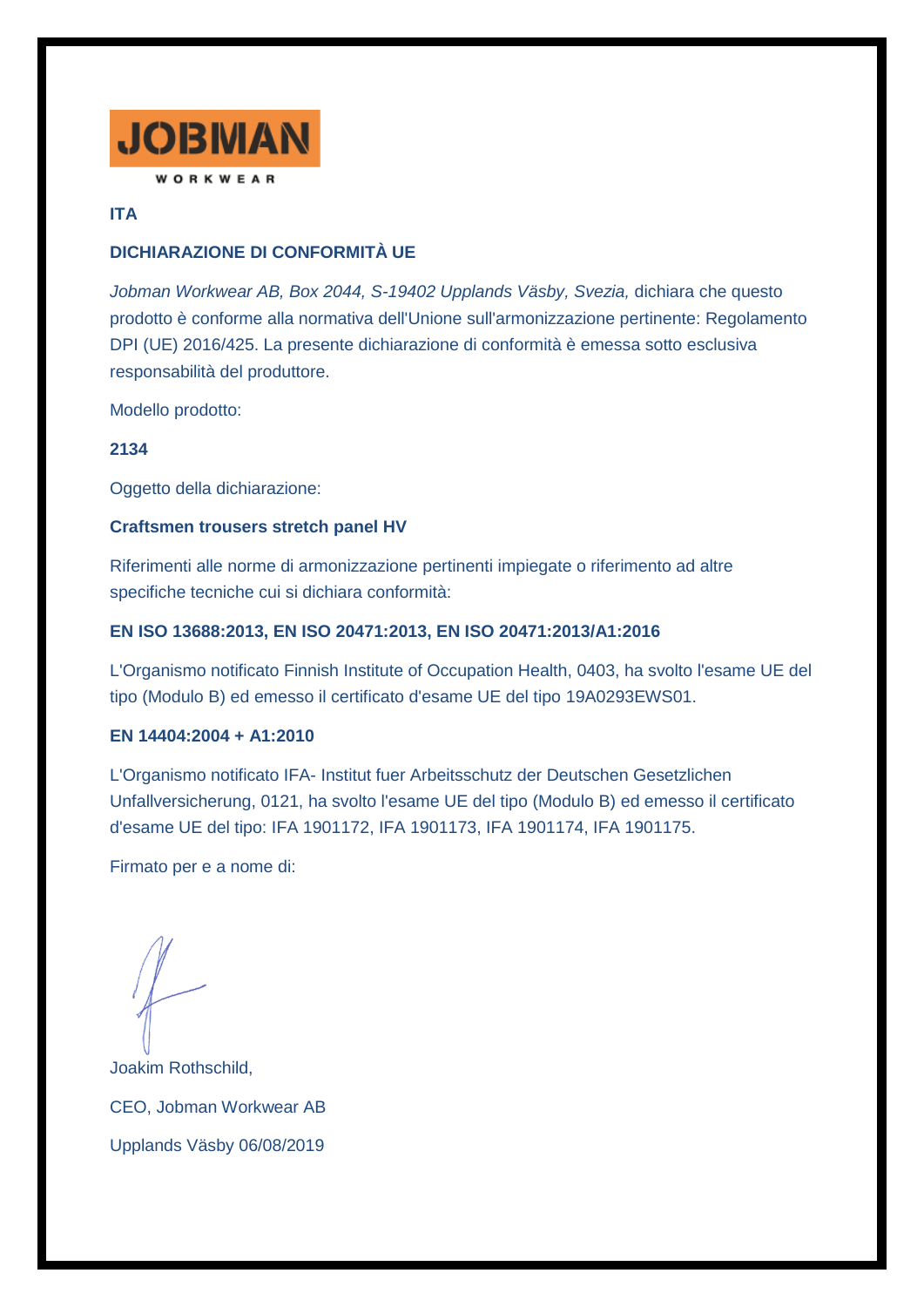JOBMAN

WORKWEAR

**ITA**

**DICHIARAZIONE DI CONFORMITÀ UE**

*Jobman Workwear AB, Box 2044, S-19402 Upplands Väsby, Svezia,* dichiara che questo prodotto è conforme alla normativa dell'Unione sull'armonizzazione pertinente: Regolamento DPI (UE) 2016/425. La presente dichiarazione di conformità è emessa sotto esclusiva responsabilità del produttore.

Modello prodotto:

**2134**

Oggetto della dichiarazione:

**Craftsmen trousers stretch panel HV**

Riferimenti alle norme di armonizzazione pertinenti impiegate o riferimento ad altre specifiche tecniche cui si dichiara conformità:

**EN ISO 13688:2013, EN ISO 20471:2013, EN ISO 20471:2013/A1:2016**

L'Organismo notificato Finnish Institute of Occupation Health, 0403, ha svolto l'esame UE del tipo (Modulo B) ed emesso il certificato d'esame UE del tipo 19A0293EWS01.

**EN 14404:2004 + A1:2010**

L'Organismo notificato IFA- Institut fuer Arbeitsschutz der Deutschen Gesetzlichen Unfallversicherung, 0121, ha svolto l'esame UE del tipo (Modulo B) ed emesso il certificato d'esame UE del tipo: IFA 1901172, IFA 1901173, IFA 1901174, IFA 1901175.

Firmato per e a nome di:

Joakim Rothschild,

CEO, Jobman Workwear AB

Upplands Väsby 06/08/2019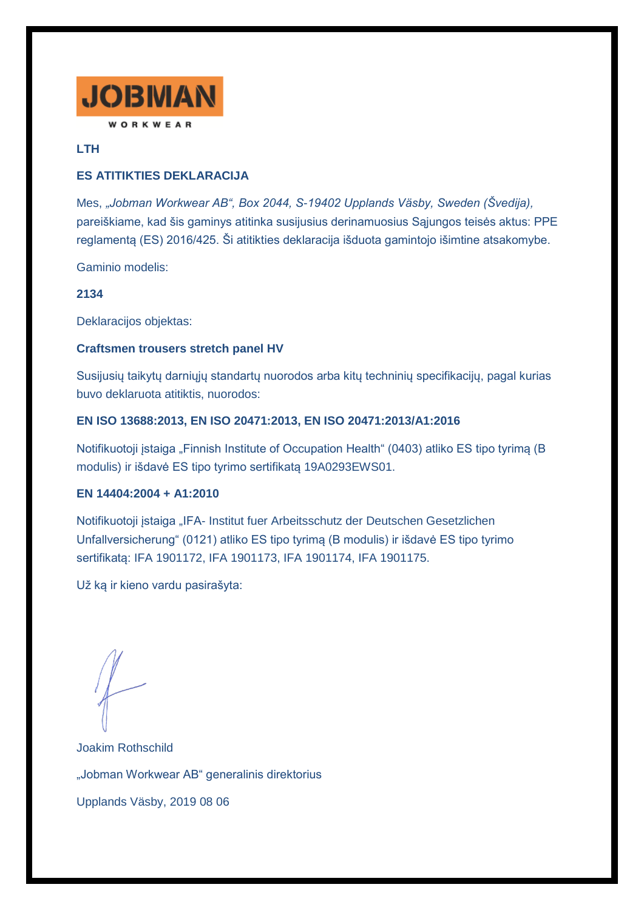JOBMAN

WORKWEAR

**LTH**

**ES ATITIKTIES DEKLARACIJA**

Mes, *„Jobman Workwear AB", Box 2044, S-19402 Upplands Väsby, Sweden (Švedija),* pareiškiame, kad šis gaminys atitinka susijusius derinamuosius Sąjungos teisės aktus: PPE reglamentą (ES) 2016/425. Ši atitikties deklaracija išduota gamintojo išimtine atsakomybe.

Gaminio modelis:

**2134**

Deklaracijos objektas:

**Craftsmen trousers stretch panel HV**

Susijusių taikytų darniųjų standartų nuorodos arba kitų techninių specifikacijų, pagal kurias buvo deklaruota atitiktis, nuorodos:

**EN ISO 13688:2013, EN ISO 20471:2013, EN ISO 20471:2013/A1:2016**

Notifikuotoji įstaiga „Finnish Institute of Occupation Health" (0403) atliko ES tipo tyrimą (B modulis) ir išdavė ES tipo tyrimo sertifikatą 19A0293EWS01.

**EN 14404:2004 + A1:2010**

Notifikuotoji įstaiga „IFA- Institut fuer Arbeitsschutz der Deutschen Gesetzlichen Unfallversicherung" (0121) atliko ES tipo tyrimą (B modulis) ir išdavė ES tipo tyrimo sertifikatą: IFA 1901172, IFA 1901173, IFA 1901174, IFA 1901175.

Už ką ir kieno vardu pasirašyta:

Joakim Rothschild

„Jobman Workwear AB" generalinis direktorius

Upplands Väsby, 2019 08 06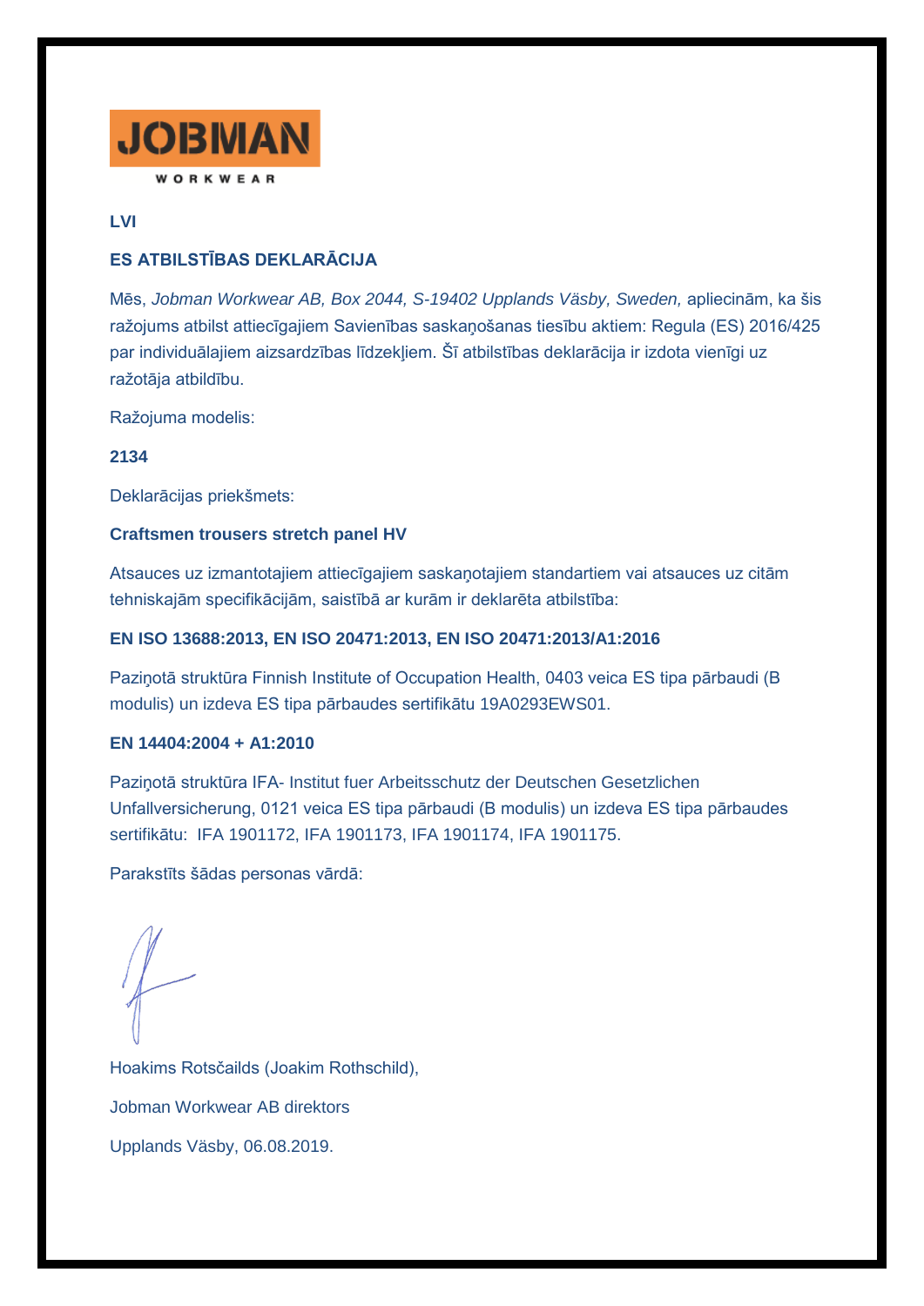JOBMAN

WORKWEAR

**LVI**

**ES ATBILSTĪBAS DEKLARĀCIJA**

Mēs, *Jobman Workwear AB, Box 2044, S-19402 Upplands Väsby, Sweden,* apliecinām, ka šis ražojums atbilst attiecīgajiem Savienības saskaņošanas tiesību aktiem: Regula (ES) 2016/425 par individuālajiem aizsardzības līdzekļiem. Šī atbilstības deklarācija ir izdota vienīgi uz ražotāja atbildību.

Ražojuma modelis:

**2134**

Deklarācijas priekšmets:

**Craftsmen trousers stretch panel HV**

Atsauces uz izmantotajiem attiecīgajiem saskaņotajiem standartiem vai atsauces uz citām tehniskajām specifikācijām, saistībā ar kurām ir deklarēta atbilstība:

**EN ISO 13688:2013, EN ISO 20471:2013, EN ISO 20471:2013/A1:2016**

Paziņotā struktūra Finnish Institute of Occupation Health, 0403 veica ES tipa pārbaudi (B modulis) un izdeva ES tipa pārbaudes sertifikātu 19A0293EWS01.

**EN 14404:2004 + A1:2010**

Paziņotā struktūra IFA- Institut fuer Arbeitsschutz der Deutschen Gesetzlichen Unfallversicherung, 0121 veica ES tipa pārbaudi (B modulis) un izdeva ES tipa pārbaudes sertifikātu: IFA 1901172, IFA 1901173, IFA 1901174, IFA 1901175.

Parakstīts šādas personas vārdā:

Hoakims Rotsčailds (Joakim Rothschild),

Jobman Workwear AB direktors

Upplands Väsby, 06.08.2019.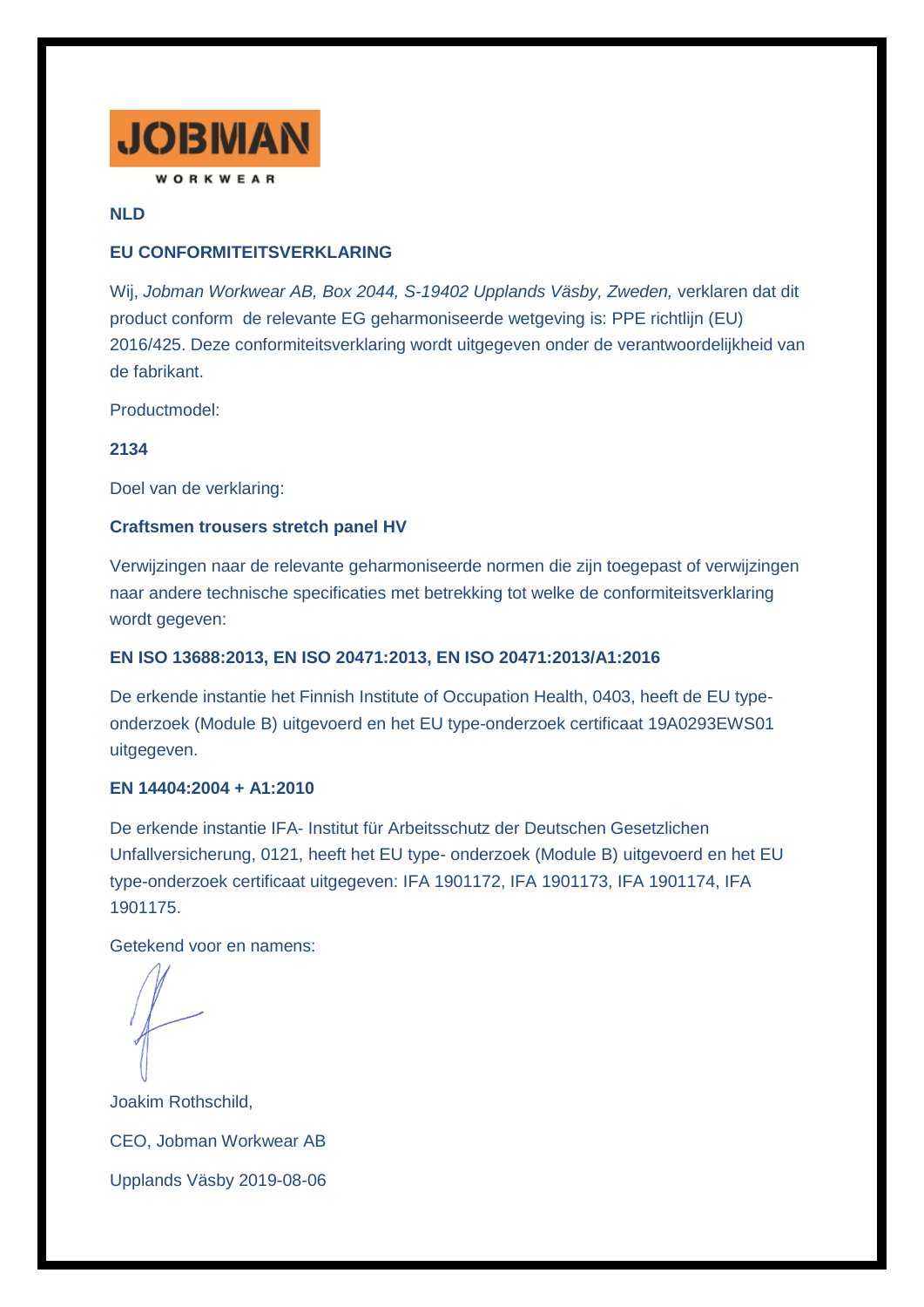JOBMAN WORKWEAR

**NLD**

**EU CONFORMITEITSVERKLARING**

Wij, *Jobman Workwear AB, Box 2044, S-19402 Upplands Väsby, Zweden,* verklaren dat dit product conform de relevante EG geharmoniseerde wetgeving is: PPE richtlijn (EU) 2016/425. Deze conformiteitsverklaring wordt uitgegeven onder de verantwoordelijkheid van de fabrikant.

Productmodel:

**2134**

Doel van de verklaring:

**Craftsmen trousers stretch panel HV**

Verwijzingen naar de relevante geharmoniseerde normen die zijn toegepast of verwijzingen naar andere technische specificaties met betrekking tot welke de conformiteitsverklaring wordt gegeven:

**EN ISO 13688:2013, EN ISO 20471:2013, EN ISO 20471:2013/A1:2016**

De erkende instantie het Finnish Institute of Occupation Health, 0403, heeft de EU type-onderzoek (Module B) uitgevoerd en het EU type-onderzoek certificaat 19A0293EWS01 uitgegeven.

**EN 14404:2004 + A1:2010**

De erkende instantie IFA- Institut für Arbeitsschutz der Deutschen Gesetzlichen Unfallversicherung, 0121, heeft het EU type- onderzoek (Module B) uitgevoerd en het EU type-onderzoek certificaat uitgegeven: IFA 1901172, IFA 1901173, IFA 1901174, IFA 1901175.

Getekend voor en namens:

Joakim Rothschild,

CEO, Jobman Workwear AB

Upplands Väsby 2019-08-06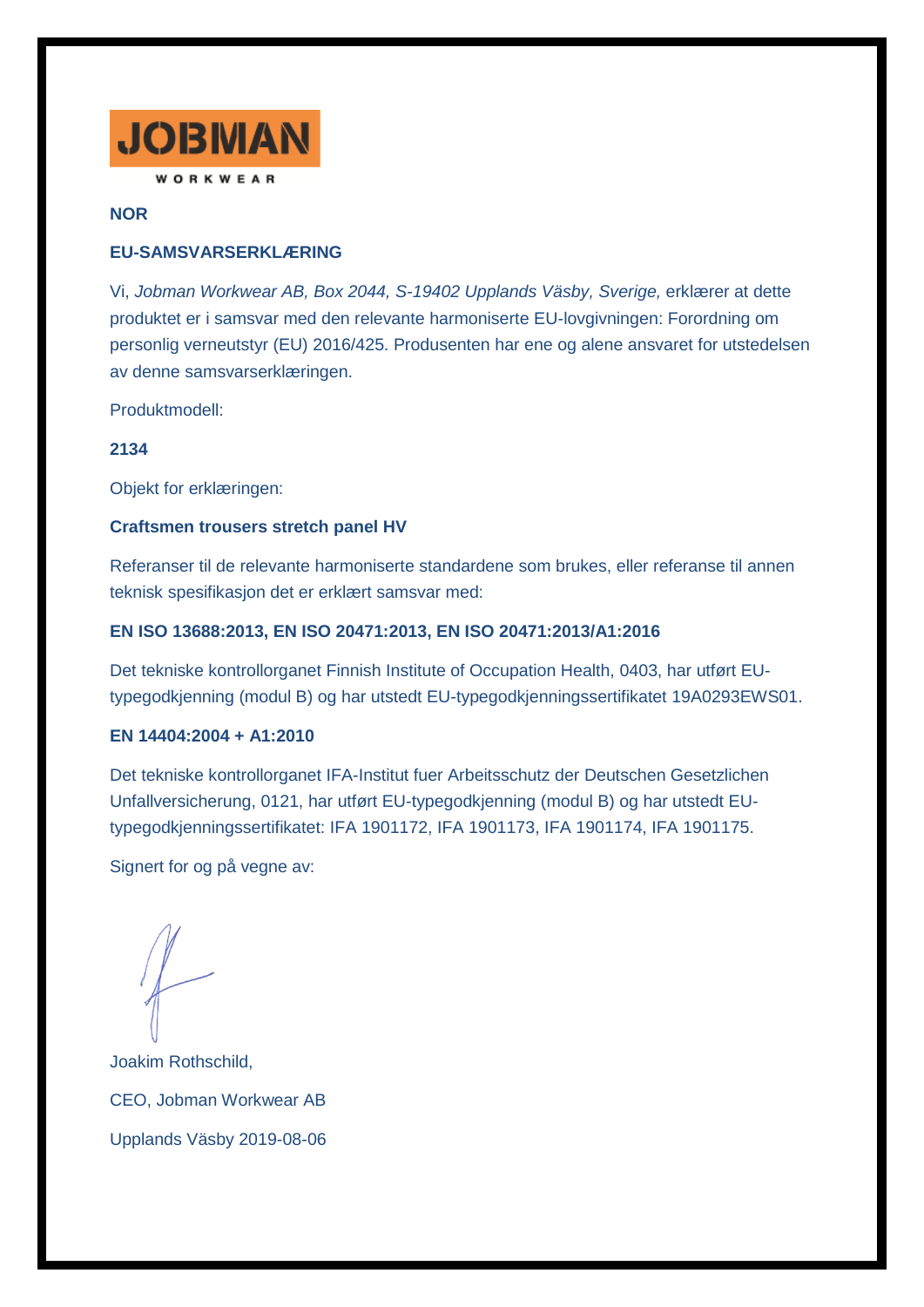JOBMAN

WORKWEAR

**NOR**

**EU-SAMSVARSERKLÆRING**

Vi, *Jobman Workwear AB, Box 2044, S-19402 Upplands Väsby, Sverige,* erklærer at dette produktet er i samsvar med den relevante harmoniserte EU-lovgivningen: Forordning om personlig verneutstyr (EU) 2016/425. Produsenten har ene og alene ansvaret for utstedelsen av denne samsvarserklæringen.

Produktmodell:

**2134**

Objekt for erklæringen:

**Craftsmen trousers stretch panel HV**

Referanser til de relevante harmoniserte standardene som brukes, eller referanse til annen teknisk spesifikasjon det er erklært samsvar med:

**EN ISO 13688:2013, EN ISO 20471:2013, EN ISO 20471:2013/A1:2016**

Det tekniske kontrollorganet Finnish Institute of Occupation Health, 0403, har utført EU-typegodkjenning (modul B) og har utstedt EU-typegodkjenningssertifikatet 19A0293EWS01.

**EN 14404:2004 + A1:2010**

Det tekniske kontrollorganet IFA-Institut fuer Arbeitsschutz der Deutschen Gesetzlichen Unfallversicherung, 0121, har utført EU-typegodkjenning (modul B) og har utstedt EU-typegodkjenningssertifikatet: IFA 1901172, IFA 1901173, IFA 1901174, IFA 1901175.

Signert for og på vegne av:

Joakim Rothschild,

CEO, Jobman Workwear AB

Upplands Väsby 2019-08-06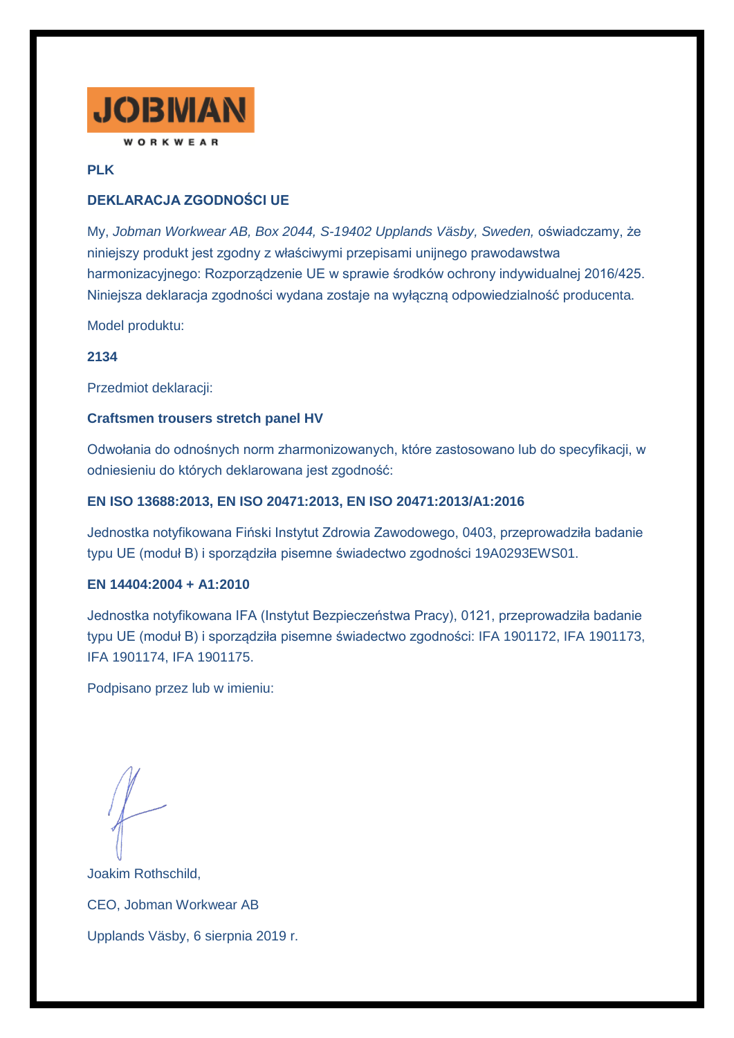JOBMAN

WORKWEAR

**PLK**

## DEKLARACJA ZGODNOŚCI UE

My, *Jobman Workwear AB, Box 2044, S-19402 Upplands Väsby, Sweden,* oświadczamy, że niniejszy produkt jest zgodny z właściwymi przepisami unijnego prawodawstwa harmonizacyjnego: Rozporządzenie UE w sprawie środków ochrony indywidualnej 2016/425. Niniejsza deklaracja zgodności wydana zostaje na wyłączną odpowiedzialność producenta.

Model produktu:

**2134**

Przedmiot deklaracji:

**Craftsmen trousers stretch panel HV**

Odwołania do odnośnych norm zharmonizowanych, które zastosowano lub do specyfikacji, w odniesieniu do których deklarowana jest zgodność:

**EN ISO 13688:2013, EN ISO 20471:2013, EN ISO 20471:2013/A1:2016**

Jednostka notyfikowana Fiński Instytut Zdrowia Zawodowego, 0403, przeprowadziła badanie typu UE (moduł B) i sporządziła pisemne świadectwo zgodności 19A0293EWS01.

**EN 14404:2004 + A1:2010**

Jednostka notyfikowana IFA (Instytut Bezpieczeństwa Pracy), 0121, przeprowadziła badanie typu UE (moduł B) i sporządziła pisemne świadectwo zgodności: IFA 1901172, IFA 1901173, IFA 1901174, IFA 1901175.

Podpisano przez lub w imieniu:

Joakim Rothschild,

CEO, Jobman Workwear AB

Upplands Väsby, 6 sierpnia 2019 r.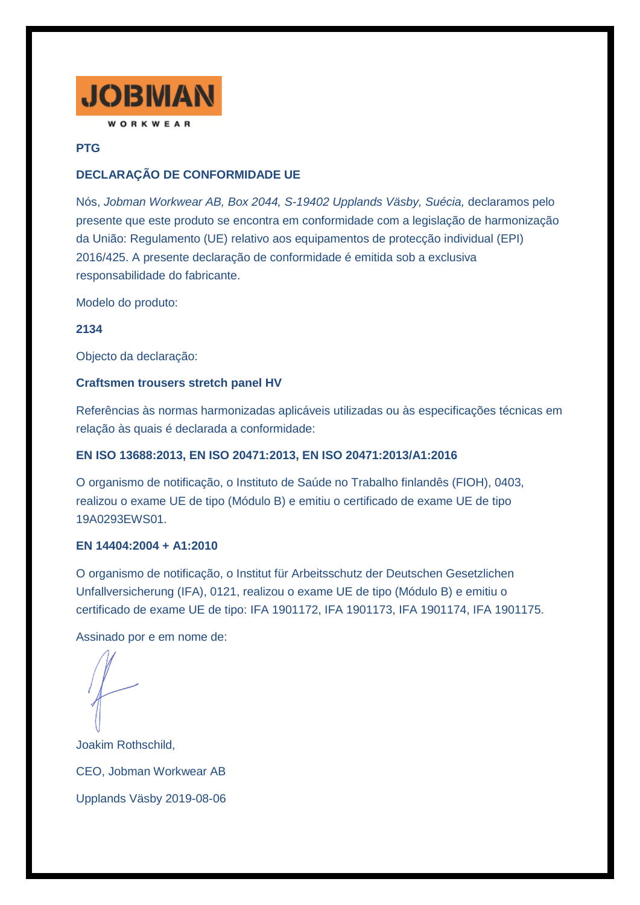JOBMAN

WORKWEAR

**PTG**

## DECLARAÇÃO DE CONFORMIDADE UE

Nós, *Jobman Workwear AB, Box 2044, S-19402 Upplands Väsby, Suécia,* declaramos pelo presente que este produto se encontra em conformidade com a legislação de harmonização da União: Regulamento (UE) relativo aos equipamentos de protecção individual (EPI) 2016/425. A presente declaração de conformidade é emitida sob a exclusiva responsabilidade do fabricante.

Modelo do produto:

**2134**

Objecto da declaração:

**Craftsmen trousers stretch panel HV**

Referências às normas harmonizadas aplicáveis utilizadas ou às especificações técnicas em relação às quais é declarada a conformidade:

**EN ISO 13688:2013, EN ISO 20471:2013, EN ISO 20471:2013/A1:2016**

O organismo de notificação, o Instituto de Saúde no Trabalho finlandês (FIOH), 0403, realizou o exame UE de tipo (Módulo B) e emitiu o certificado de exame UE de tipo 19A0293EWS01.

**EN 14404:2004 + A1:2010**

O organismo de notificação, o Institut für Arbeitsschutz der Deutschen Gesetzlichen Unfallversicherung (IFA), 0121, realizou o exame UE de tipo (Módulo B) e emitiu o certificado de exame UE de tipo: IFA 1901172, IFA 1901173, IFA 1901174, IFA 1901175.

Assinado por e em nome de:

Joakim Rothschild,

CEO, Jobman Workwear AB

Upplands Väsby 2019-08-06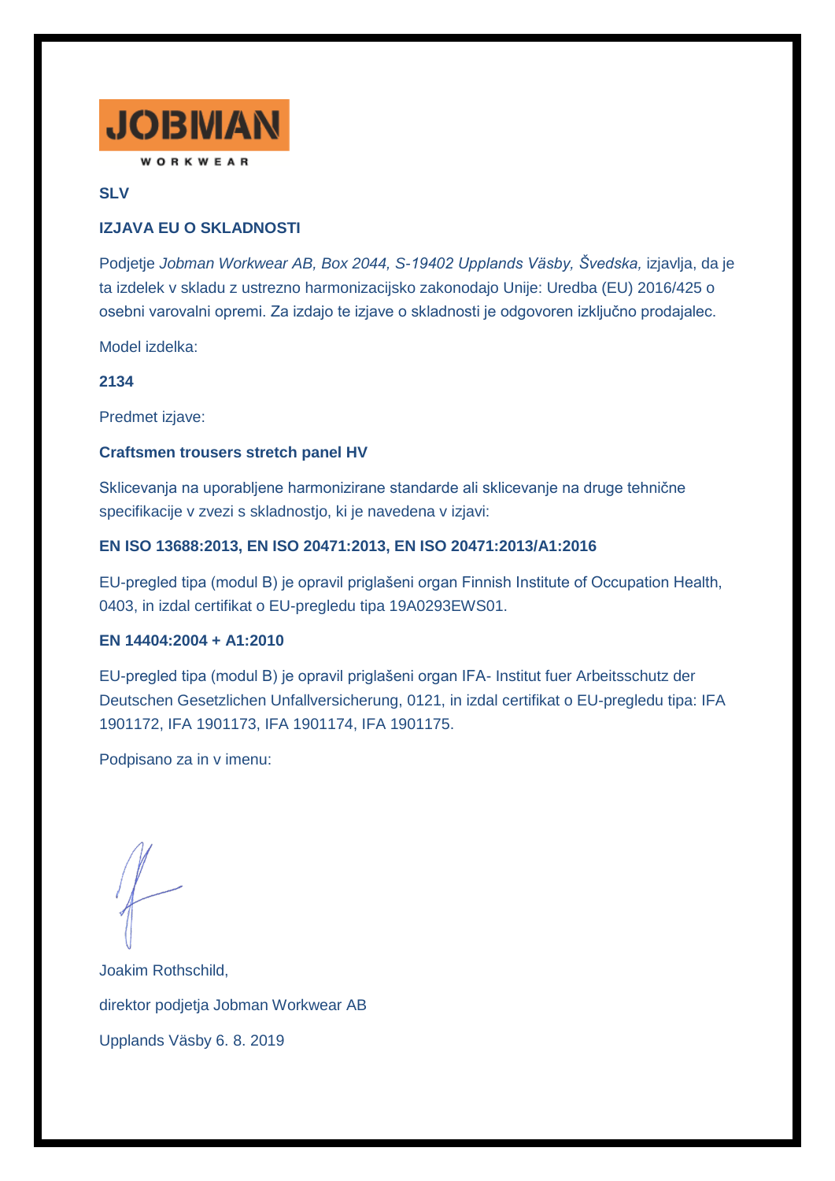JOBMAN

WORKWEAR

**SLV**

**IZJAVA EU O SKLADNOSTI**

Podjetje *Jobman Workwear AB, Box 2044, S-19402 Upplands Väsby, Švedska,* izjavlja, da je ta izdelek v skladu z ustrezno harmonizacijsko zakonodajo Unije: Uredba (EU) 2016/425 o osebni varovalni opremi. Za izdajo te izjave o skladnosti je odgovoren izključno prodajalec.

Model izdelka:

**2134**

Predmet izjave:

**Craftsmen trousers stretch panel HV**

Sklicevanja na uporabljene harmonizirane standarde ali sklicevanje na druge tehnične specifikacije v zvezi s skladnostjo, ki je navedena v izjavi:

**EN ISO 13688:2013, EN ISO 20471:2013, EN ISO 20471:2013/A1:2016**

EU-pregled tipa (modul B) je opravil priglašeni organ Finnish Institute of Occupation Health, 0403, in izdal certifikat o EU-pregledu tipa 19A0293EWS01.

**EN 14404:2004 + A1:2010**

EU-pregled tipa (modul B) je opravil priglašeni organ IFA- Institut fuer Arbeitsschutz der Deutschen Gesetzlichen Unfallversicherung, 0121, in izdal certifikat o EU-pregledu tipa: IFA 1901172, IFA 1901173, IFA 1901174, IFA 1901175.

Podpisano za in v imenu:

Joakim Rothschild,

direktor podjetja Jobman Workwear AB

Upplands Väsby 6. 8. 2019